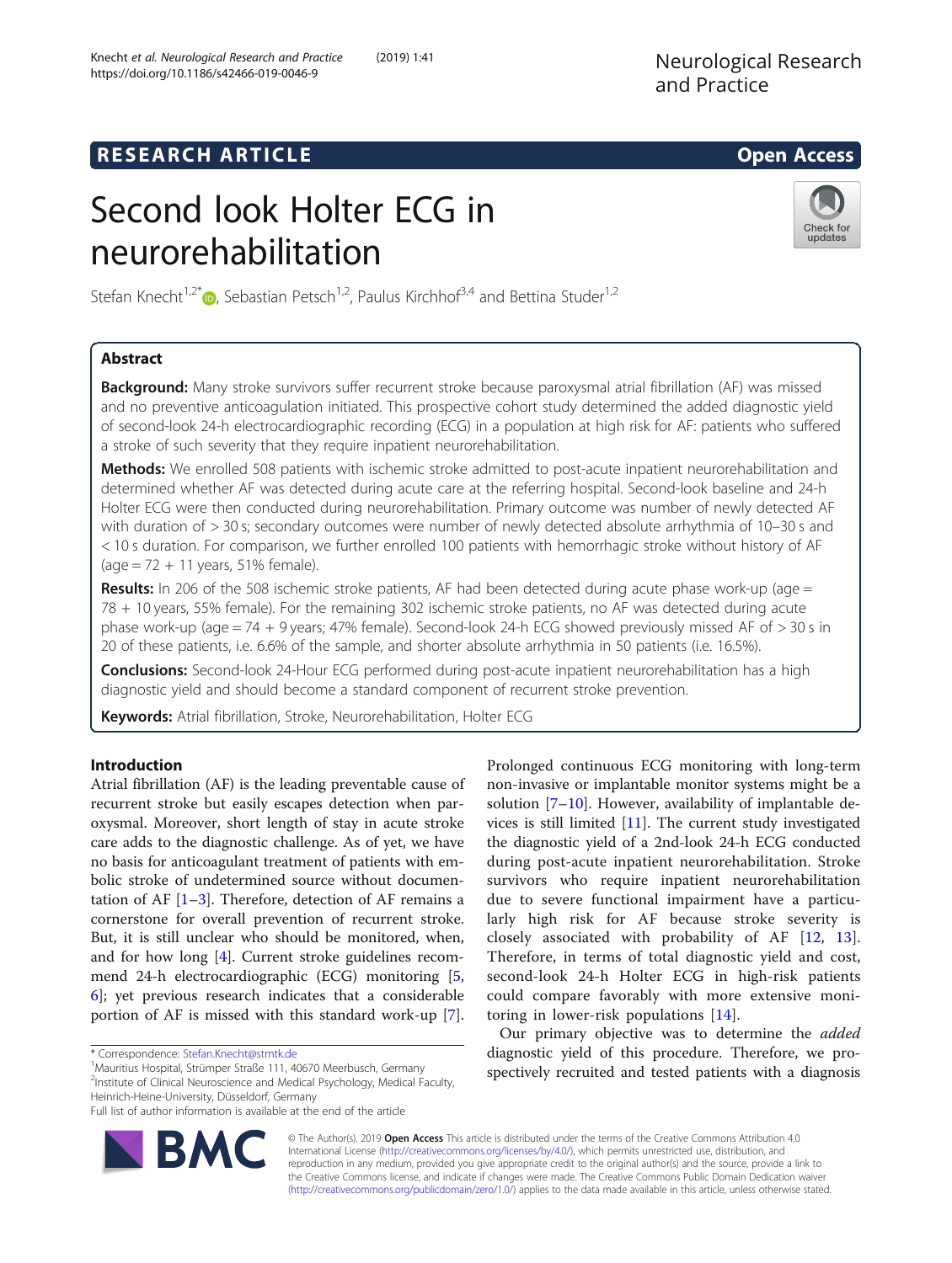RESEARCH ARTICLE

Open Access

# Second look Holter ECG in neurorehabilitation

Stefan Knecht[1,2*], Sebastian Petsch[1,2], Paulus Kirchhof[3,4] and Bettina Studer[1,2]

## Abstract

**Background:** Many stroke survivors suffer recurrent stroke because paroxysmal atrial fibrillation (AF) was missed and no preventive anticoagulation initiated. This prospective cohort study determined the added diagnostic yield of second-look 24-h electrocardiographic recording (ECG) in a population at high risk for AF: patients who suffered a stroke of such severity that they require inpatient neurorehabilitation.

**Methods:** We enrolled 508 patients with ischemic stroke admitted to post-acute inpatient neurorehabilitation and determined whether AF was detected during acute care at the referring hospital. Second-look baseline and 24-h Holter ECG were then conducted during neurorehabilitation. Primary outcome was number of newly detected AF with duration of > 30 s; secondary outcomes were number of newly detected absolute arrhythmia of 10–30 s and < 10 s duration. For comparison, we further enrolled 100 patients with hemorrhagic stroke without history of AF (age = 72 + 11 years, 51% female).

**Results:** In 206 of the 508 ischemic stroke patients, AF had been detected during acute phase work-up (age = 78 + 10 years, 55% female). For the remaining 302 ischemic stroke patients, no AF was detected during acute phase work-up (age = 74 + 9 years; 47% female). Second-look 24-h ECG showed previously missed AF of > 30 s in 20 of these patients, i.e. 6.6% of the sample, and shorter absolute arrhythmia in 50 patients (i.e. 16.5%).

**Conclusions:** Second-look 24-Hour ECG performed during post-acute inpatient neurorehabilitation has a high diagnostic yield and should become a standard component of recurrent stroke prevention.

**Keywords:** Atrial fibrillation, Stroke, Neurorehabilitation, Holter ECG

## Introduction

Atrial fibrillation (AF) is the leading preventable cause of recurrent stroke but easily escapes detection when paroxysmal. Moreover, short length of stay in acute stroke care adds to the diagnostic challenge. As of yet, we have no basis for anticoagulant treatment of patients with embolic stroke of undetermined source without documentation of AF [1–3]. Therefore, detection of AF remains a cornerstone for overall prevention of recurrent stroke. But, it is still unclear who should be monitored, when, and for how long [4]. Current stroke guidelines recommend 24-h electrocardiographic (ECG) monitoring [5, 6]; yet previous research indicates that a considerable portion of AF is missed with this standard work-up [7]. Prolonged continuous ECG monitoring with long-term non-invasive or implantable monitor systems might be a solution [7–10]. However, availability of implantable devices is still limited [11]. The current study investigated the diagnostic yield of a 2nd-look 24-h ECG conducted during post-acute inpatient neurorehabilitation. Stroke survivors who require inpatient neurorehabilitation due to severe functional impairment have a particularly high risk for AF because stroke severity is closely associated with probability of AF [12, 13]. Therefore, in terms of total diagnostic yield and cost, second-look 24-h Holter ECG in high-risk patients could compare favorably with more extensive monitoring in lower-risk populations [14].

Our primary objective was to determine the *added* diagnostic yield of this procedure. Therefore, we prospectively recruited and tested patients with a diagnosis

\* Correspondence: Stefan.Knecht@stmtk.de
[1]Mauritius Hospital, Strümper Straße 111, 40670 Meerbusch, Germany
[2]Institute of Clinical Neuroscience and Medical Psychology, Medical Faculty, Heinrich-Heine-University, Düsseldorf, Germany
Full list of author information is available at the end of the article

© The Author(s). 2019 **Open Access** This article is distributed under the terms of the Creative Commons Attribution 4.0 International License (http://creativecommons.org/licenses/by/4.0/), which permits unrestricted use, distribution, and reproduction in any medium, provided you give appropriate credit to the original author(s) and the source, provide a link to the Creative Commons license, and indicate if changes were made. The Creative Commons Public Domain Dedication waiver (http://creativecommons.org/publicdomain/zero/1.0/) applies to the data made available in this article, unless otherwise stated.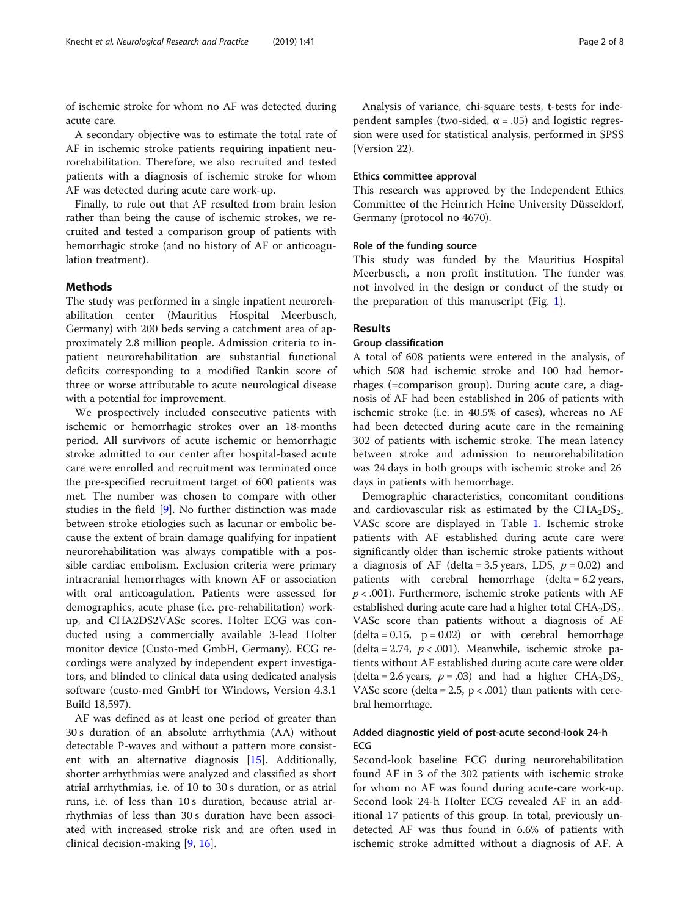of ischemic stroke for whom no AF was detected during acute care.

A secondary objective was to estimate the total rate of AF in ischemic stroke patients requiring inpatient neurorehabilitation. Therefore, we also recruited and tested patients with a diagnosis of ischemic stroke for whom AF was detected during acute care work-up.

Finally, to rule out that AF resulted from brain lesion rather than being the cause of ischemic strokes, we recruited and tested a comparison group of patients with hemorrhagic stroke (and no history of AF or anticoagulation treatment).

## Methods

The study was performed in a single inpatient neurorehabilitation center (Mauritius Hospital Meerbusch, Germany) with 200 beds serving a catchment area of approximately 2.8 million people. Admission criteria to inpatient neurorehabilitation are substantial functional deficits corresponding to a modified Rankin score of three or worse attributable to acute neurological disease with a potential for improvement.

We prospectively included consecutive patients with ischemic or hemorrhagic strokes over an 18-months period. All survivors of acute ischemic or hemorrhagic stroke admitted to our center after hospital-based acute care were enrolled and recruitment was terminated once the pre-specified recruitment target of 600 patients was met. The number was chosen to compare with other studies in the field [9]. No further distinction was made between stroke etiologies such as lacunar or embolic because the extent of brain damage qualifying for inpatient neurorehabilitation was always compatible with a possible cardiac embolism. Exclusion criteria were primary intracranial hemorrhages with known AF or association with oral anticoagulation. Patients were assessed for demographics, acute phase (i.e. pre-rehabilitation) work-up, and CHA2DS2VASc scores. Holter ECG was conducted using a commercially available 3-lead Holter monitor device (Custo-med GmbH, Germany). ECG recordings were analyzed by independent expert investigators, and blinded to clinical data using dedicated analysis software (custo-med GmbH for Windows, Version 4.3.1 Build 18,597).

AF was defined as at least one period of greater than 30 s duration of an absolute arrhythmia (AA) without detectable P-waves and without a pattern more consistent with an alternative diagnosis [15]. Additionally, shorter arrhythmias were analyzed and classified as short atrial arrhythmias, i.e. of 10 to 30 s duration, or as atrial runs, i.e. of less than 10 s duration, because atrial arrhythmias of less than 30 s duration have been associated with increased stroke risk and are often used in clinical decision-making [9, 16].

Analysis of variance, chi-square tests, t-tests for independent samples (two-sided, $\alpha = .05$) and logistic regression were used for statistical analysis, performed in SPSS (Version 22).

### Ethics committee approval

This research was approved by the Independent Ethics Committee of the Heinrich Heine University Düsseldorf, Germany (protocol no 4670).

### Role of the funding source

This study was funded by the Mauritius Hospital Meerbusch, a non profit institution. The funder was not involved in the design or conduct of the study or the preparation of this manuscript (Fig. 1).

## Results

### Group classification

A total of 608 patients were entered in the analysis, of which 508 had ischemic stroke and 100 had hemorrhages (=comparison group). During acute care, a diagnosis of AF had been established in 206 of patients with ischemic stroke (i.e. in 40.5% of cases), whereas no AF had been detected during acute care in the remaining 302 of patients with ischemic stroke. The mean latency between stroke and admission to neurorehabilitation was 24 days in both groups with ischemic stroke and 26 days in patients with hemorrhage.

Demographic characteristics, concomitant conditions and cardiovascular risk as estimated by the $CHA_2DS_2$-VASc score are displayed in Table 1. Ischemic stroke patients with AF established during acute care were significantly older than ischemic stroke patients without a diagnosis of AF (delta = 3.5 years, LDS, $p = 0.02$) and patients with cerebral hemorrhage (delta = 6.2 years, $p < .001$). Furthermore, ischemic stroke patients with AF established during acute care had a higher total $CHA_2DS_2$-VASc score than patients without a diagnosis of AF (delta = 0.15, $p = 0.02$) or with cerebral hemorrhage (delta = 2.74, $p < .001$). Meanwhile, ischemic stroke patients without AF established during acute care were older (delta = 2.6 years, $p = .03$) and had a higher $CHA_2DS_2$-VASc score (delta = 2.5, $p < .001$) than patients with cerebral hemorrhage.

### Added diagnostic yield of post-acute second-look 24-h ECG

Second-look baseline ECG during neurorehabilitation found AF in 3 of the 302 patients with ischemic stroke for whom no AF was found during acute-care work-up. Second look 24-h Holter ECG revealed AF in an additional 17 patients of this group. In total, previously undetected AF was thus found in 6.6% of patients with ischemic stroke admitted without a diagnosis of AF. A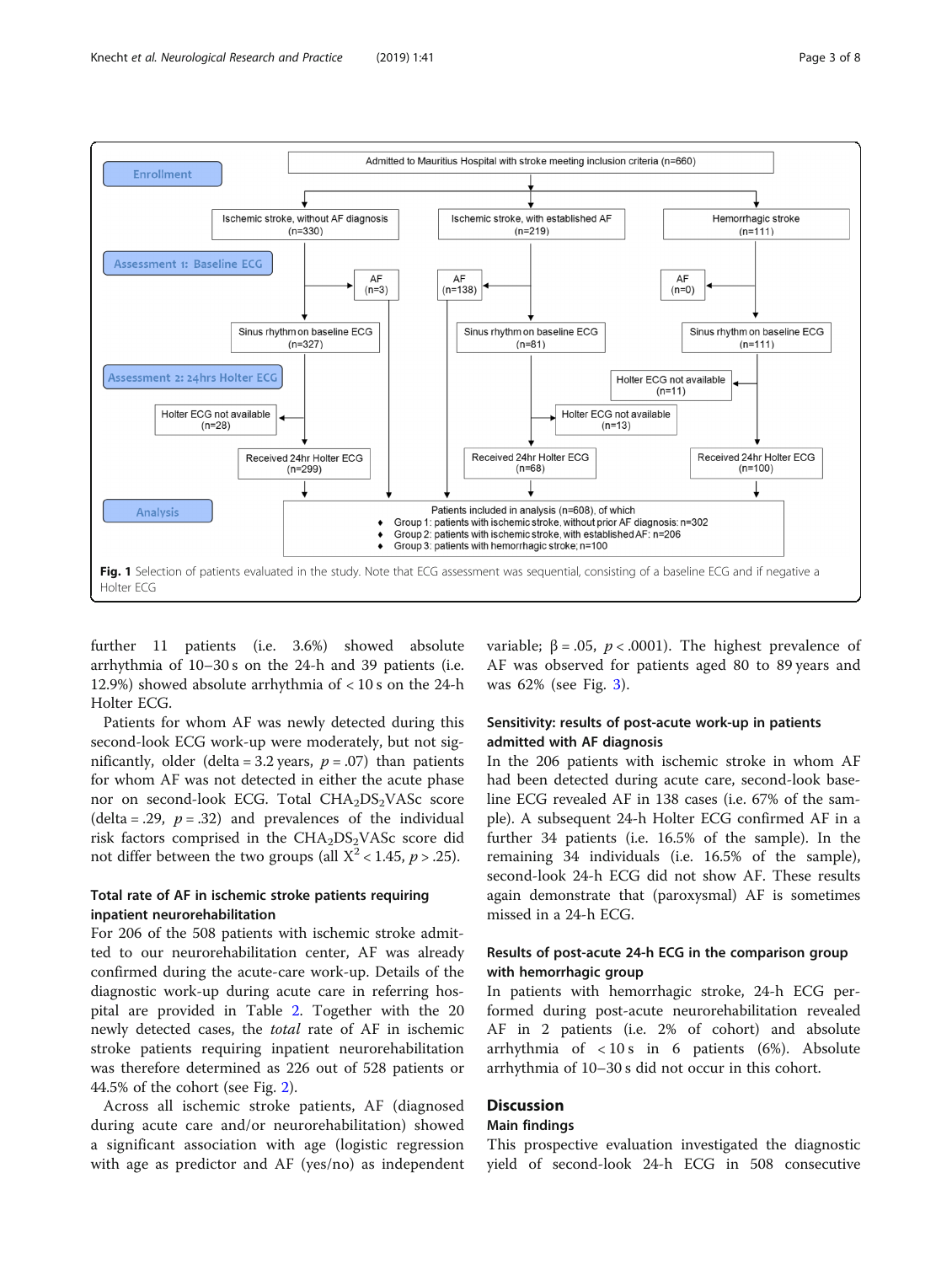**Fig. 1** Selection of patients evaluated in the study. Note that ECG assessment was sequential, consisting of a baseline ECG and if negative a Holter ECG

further 11 patients (i.e. 3.6%) showed absolute arrhythmia of 10–30 s on the 24-h and 39 patients (i.e. 12.9%) showed absolute arrhythmia of < 10 s on the 24-h Holter ECG.

Patients for whom AF was newly detected during this second-look ECG work-up were moderately, but not significantly, older (delta = 3.2 years, $p = .07$) than patients for whom AF was not detected in either the acute phase nor on second-look ECG. Total $CHA_2DS_2VASc$ score (delta = .29, $p = .32$) and prevalences of the individual risk factors comprised in the $CHA_2DS_2VASc$ score did not differ between the two groups (all $X^2 < 1.45$, $p > .25$).

### Total rate of AF in ischemic stroke patients requiring inpatient neurorehabilitation

For 206 of the 508 patients with ischemic stroke admitted to our neurorehabilitation center, AF was already confirmed during the acute-care work-up. Details of the diagnostic work-up during acute care in referring hospital are provided in Table 2. Together with the 20 newly detected cases, the *total* rate of AF in ischemic stroke patients requiring inpatient neurorehabilitation was therefore determined as 226 out of 528 patients or 44.5% of the cohort (see Fig. 2).

Across all ischemic stroke patients, AF (diagnosed during acute care and/or neurorehabilitation) showed a significant association with age (logistic regression with age as predictor and AF (yes/no) as independent variable; $\beta = .05$, $p < .0001$). The highest prevalence of AF was observed for patients aged 80 to 89 years and was 62% (see Fig. 3).

### Sensitivity: results of post-acute work-up in patients admitted with AF diagnosis

In the 206 patients with ischemic stroke in whom AF had been detected during acute care, second-look baseline ECG revealed AF in 138 cases (i.e. 67% of the sample). A subsequent 24-h Holter ECG confirmed AF in a further 34 patients (i.e. 16.5% of the sample). In the remaining 34 individuals (i.e. 16.5% of the sample), second-look 24-h ECG did not show AF. These results again demonstrate that (paroxysmal) AF is sometimes missed in a 24-h ECG.

### Results of post-acute 24-h ECG in the comparison group with hemorrhagic group

In patients with hemorrhagic stroke, 24-h ECG performed during post-acute neurorehabilitation revealed AF in 2 patients (i.e. 2% of cohort) and absolute arrhythmia of < 10 s in 6 patients (6%). Absolute arrhythmia of 10–30 s did not occur in this cohort.

## Discussion

### Main findings

This prospective evaluation investigated the diagnostic yield of second-look 24-h ECG in 508 consecutive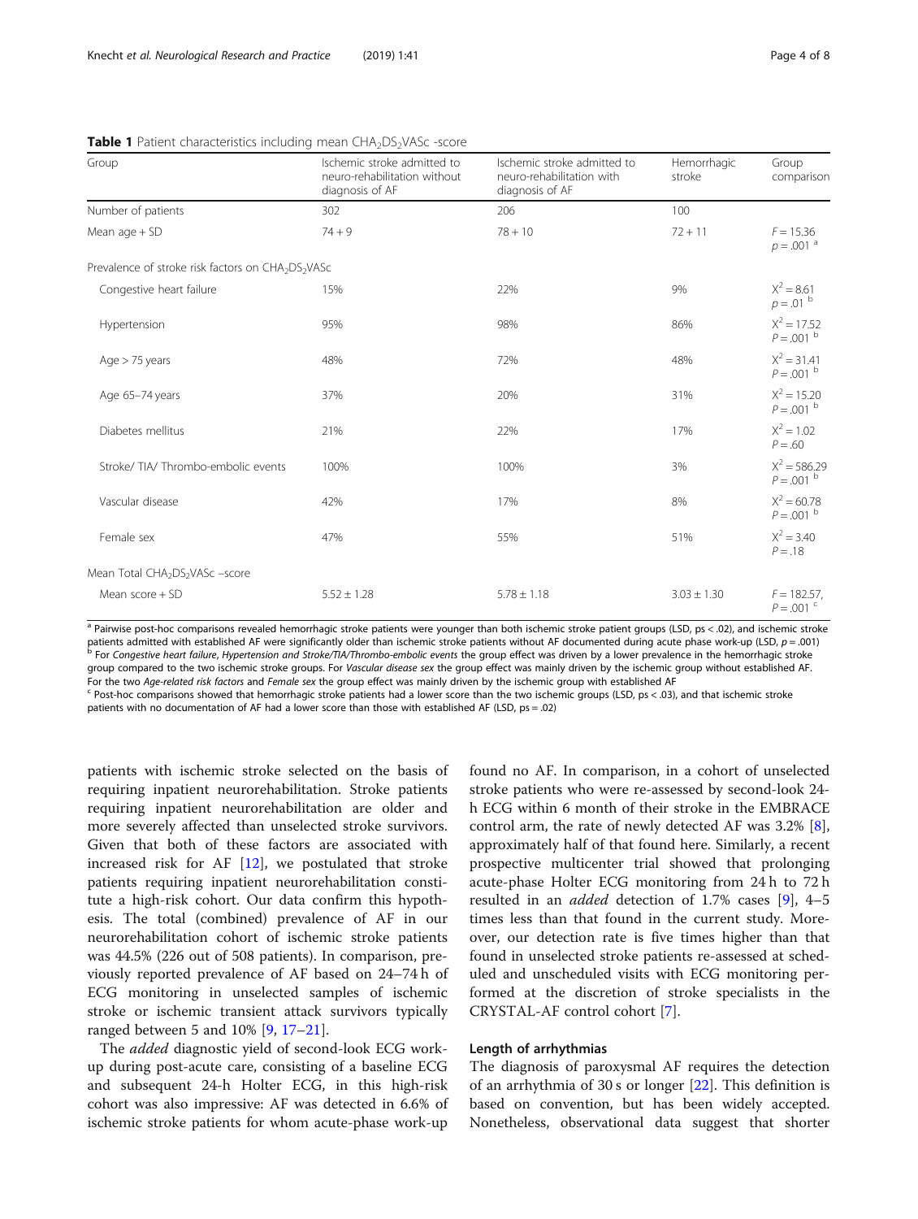**Table 1** Patient characteristics including mean $CHA_2DS_2VASc$ -score

| Group | Ischemic stroke admitted to neuro-rehabilitation without diagnosis of AF | Ischemic stroke admitted to neuro-rehabilitation with diagnosis of AF | Hemorrhagic stroke | Group comparison |
|---|---|---|---|---|
| Number of patients | 302 | 206 | 100 | |
| Mean age + SD | 74 + 9 | 78 + 10 | 72 + 11 | $F = 15.36$ $p = .001$ [a] |
| Prevalence of stroke risk factors on $CHA_2DS_2VASc$ | | | | |
| Congestive heart failure | 15% | 22% | 9% | $X^2 = 8.61$ $p = .01$ [b] |
| Hypertension | 95% | 98% | 86% | $X^2 = 17.52$ $P = .001$ [b] |
| Age > 75 years | 48% | 72% | 48% | $X^2 = 31.41$ $P = .001$ [b] |
| Age 65–74 years | 37% | 20% | 31% | $X^2 = 15.20$ $P = .001$ [b] |
| Diabetes mellitus | 21% | 22% | 17% | $X^2 = 1.02$ $P = .60$ |
| Stroke/ TIA/ Thrombo-embolic events | 100% | 100% | 3% | $X^2 = 586.29$ $P = .001$ [b] |
| Vascular disease | 42% | 17% | 8% | $X^2 = 60.78$ $P = .001$ [b] |
| Female sex | 47% | 55% | 51% | $X^2 = 3.40$ $P = .18$ |
| Mean Total $CHA_2DS_2VASc$ –score | | | | |
| Mean score + SD | 5.52 ± 1.28 | 5.78 ± 1.18 | 3.03 ± 1.30 | $F = 182.57$, $P = .001$ [c] |

[a] Pairwise post-hoc comparisons revealed hemorrhagic stroke patients were younger than both ischemic stroke patient groups (LSD, ps < .02), and ischemic stroke patients admitted with established AF were significantly older than ischemic stroke patients without AF documented during acute phase work-up (LSD, $p = .001$)
[b] For *Congestive heart failure*, *Hypertension and Stroke/TIA/Thrombo-embolic events* the group effect was driven by a lower prevalence in the hemorrhagic stroke group compared to the two ischemic stroke groups. For *Vascular disease sex* the group effect was mainly driven by the ischemic group without established AF. For the two *Age-related risk factors* and *Female sex* the group effect was mainly driven by the ischemic group with established AF
[c] Post-hoc comparisons showed that hemorrhagic stroke patients had a lower score than the two ischemic groups (LSD, ps < .03), and that ischemic stroke patients with no documentation of AF had a lower score than those with established AF (LSD, ps = .02)

patients with ischemic stroke selected on the basis of requiring inpatient neurorehabilitation. Stroke patients requiring inpatient neurorehabilitation are older and more severely affected than unselected stroke survivors. Given that both of these factors are associated with increased risk for AF [12], we postulated that stroke patients requiring inpatient neurorehabilitation constitute a high-risk cohort. Our data confirm this hypothesis. The total (combined) prevalence of AF in our neurorehabilitation cohort of ischemic stroke patients was 44.5% (226 out of 508 patients). In comparison, previously reported prevalence of AF based on 24–74 h of ECG monitoring in unselected samples of ischemic stroke or ischemic transient attack survivors typically ranged between 5 and 10% [9, 17–21].

The *added* diagnostic yield of second-look ECG work-up during post-acute care, consisting of a baseline ECG and subsequent 24-h Holter ECG, in this high-risk cohort was also impressive: AF was detected in 6.6% of ischemic stroke patients for whom acute-phase work-up found no AF. In comparison, in a cohort of unselected stroke patients who were re-assessed by second-look 24-h ECG within 6 month of their stroke in the EMBRACE control arm, the rate of newly detected AF was 3.2% [8], approximately half of that found here. Similarly, a recent prospective multicenter trial showed that prolonging acute-phase Holter ECG monitoring from 24 h to 72 h resulted in an *added* detection of 1.7% cases [9], 4–5 times less than that found in the current study. Moreover, our detection rate is five times higher than that found in unselected stroke patients re-assessed at scheduled and unscheduled visits with ECG monitoring performed at the discretion of stroke specialists in the CRYSTAL-AF control cohort [7].

### Length of arrhythmias

The diagnosis of paroxysmal AF requires the detection of an arrhythmia of 30 s or longer [22]. This definition is based on convention, but has been widely accepted. Nonetheless, observational data suggest that shorter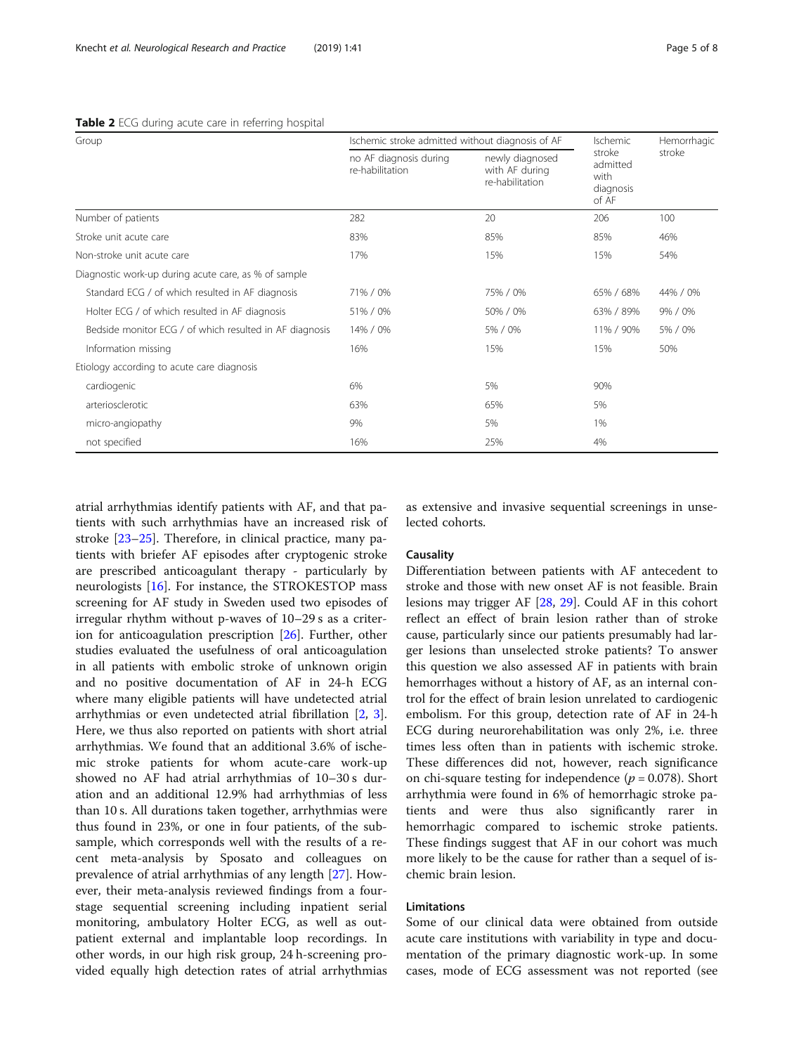**Table 2** ECG during acute care in referring hospital

| Group | Ischemic stroke admitted without diagnosis of AF | | Ischemic stroke admitted with diagnosis of AF | Hemorrhagic stroke |
|---|---|---|---|---|
| | no AF diagnosis during re-habilitation | newly diagnosed with AF during re-habilitation | | |
| Number of patients | 282 | 20 | 206 | 100 |
| Stroke unit acute care | 83% | 85% | 85% | 46% |
| Non-stroke unit acute care | 17% | 15% | 15% | 54% |
| Diagnostic work-up during acute care, as % of sample | | | | |
| Standard ECG / of which resulted in AF diagnosis | 71% / 0% | 75% / 0% | 65% / 68% | 44% / 0% |
| Holter ECG / of which resulted in AF diagnosis | 51% / 0% | 50% / 0% | 63% / 89% | 9% / 0% |
| Bedside monitor ECG / of which resulted in AF diagnosis | 14% / 0% | 5% / 0% | 11% / 90% | 5% / 0% |
| Information missing | 16% | 15% | 15% | 50% |
| Etiology according to acute care diagnosis | | | | |
| cardiogenic | 6% | 5% | 90% | |
| arteriosclerotic | 63% | 65% | 5% | |
| micro-angiopathy | 9% | 5% | 1% | |
| not specified | 16% | 25% | 4% | |

atrial arrhythmias identify patients with AF, and that patients with such arrhythmias have an increased risk of stroke [23–25]. Therefore, in clinical practice, many patients with briefer AF episodes after cryptogenic stroke are prescribed anticoagulant therapy - particularly by neurologists [16]. For instance, the STROKESTOP mass screening for AF study in Sweden used two episodes of irregular rhythm without p-waves of 10–29 s as a criterion for anticoagulation prescription [26]. Further, other studies evaluated the usefulness of oral anticoagulation in all patients with embolic stroke of unknown origin and no positive documentation of AF in 24-h ECG where many eligible patients will have undetected atrial arrhythmias or even undetected atrial fibrillation [2, 3]. Here, we thus also reported on patients with short atrial arrhythmias. We found that an additional 3.6% of ischemic stroke patients for whom acute-care work-up showed no AF had atrial arrhythmias of 10–30 s duration and an additional 12.9% had arrhythmias of less than 10 s. All durations taken together, arrhythmias were thus found in 23%, or one in four patients, of the subsample, which corresponds well with the results of a recent meta-analysis by Sposato and colleagues on prevalence of atrial arrhythmias of any length [27]. However, their meta-analysis reviewed findings from a four-stage sequential screening including inpatient serial monitoring, ambulatory Holter ECG, as well as outpatient external and implantable loop recordings. In other words, in our high risk group, 24 h-screening provided equally high detection rates of atrial arrhythmias as extensive and invasive sequential screenings in unselected cohorts.

### Causality

Differentiation between patients with AF antecedent to stroke and those with new onset AF is not feasible. Brain lesions may trigger AF [28, 29]. Could AF in this cohort reflect an effect of brain lesion rather than of stroke cause, particularly since our patients presumably had larger lesions than unselected stroke patients? To answer this question we also assessed AF in patients with brain hemorrhages without a history of AF, as an internal control for the effect of brain lesion unrelated to cardiogenic embolism. For this group, detection rate of AF in 24-h ECG during neurorehabilitation was only 2%, i.e. three times less often than in patients with ischemic stroke. These differences did not, however, reach significance on chi-square testing for independence ($p = 0.078$). Short arrhythmia were found in 6% of hemorrhagic stroke patients and were thus also significantly rarer in hemorrhagic compared to ischemic stroke patients. These findings suggest that AF in our cohort was much more likely to be the cause for rather than a sequel of ischemic brain lesion.

### Limitations

Some of our clinical data were obtained from outside acute care institutions with variability in type and documentation of the primary diagnostic work-up. In some cases, mode of ECG assessment was not reported (see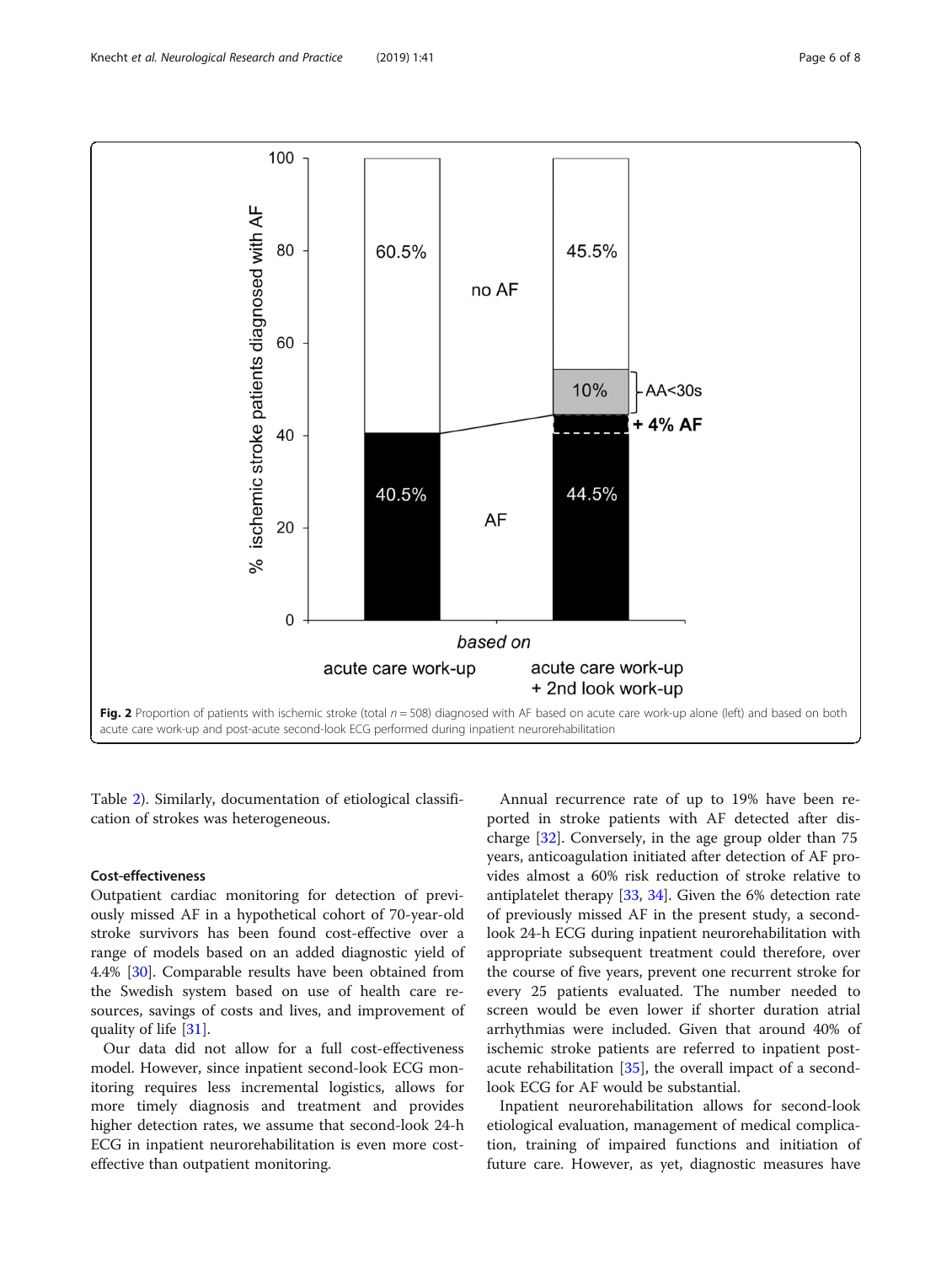Fig. 2 Proportion of patients with ischemic stroke (total $n = 508$) diagnosed with AF based on acute care work-up alone (left) and based on both acute care work-up and post-acute second-look ECG performed during inpatient neurorehabilitation

Table 2). Similarly, documentation of etiological classification of strokes was heterogeneous.

### Cost-effectiveness

Outpatient cardiac monitoring for detection of previously missed AF in a hypothetical cohort of 70-year-old stroke survivors has been found cost-effective over a range of models based on an added diagnostic yield of 4.4% [30]. Comparable results have been obtained from the Swedish system based on use of health care resources, savings of costs and lives, and improvement of quality of life [31].

Our data did not allow for a full cost-effectiveness model. However, since inpatient second-look ECG monitoring requires less incremental logistics, allows for more timely diagnosis and treatment and provides higher detection rates, we assume that second-look 24-h ECG in inpatient neurorehabilitation is even more cost-effective than outpatient monitoring.

Annual recurrence rate of up to 19% have been reported in stroke patients with AF detected after discharge [32]. Conversely, in the age group older than 75 years, anticoagulation initiated after detection of AF provides almost a 60% risk reduction of stroke relative to antiplatelet therapy [33, 34]. Given the 6% detection rate of previously missed AF in the present study, a second-look 24-h ECG during inpatient neurorehabilitation with appropriate subsequent treatment could therefore, over the course of five years, prevent one recurrent stroke for every 25 patients evaluated. The number needed to screen would be even lower if shorter duration atrial arrhythmias were included. Given that around 40% of ischemic stroke patients are referred to inpatient post-acute rehabilitation [35], the overall impact of a second-look ECG for AF would be substantial.

Inpatient neurorehabilitation allows for second-look etiological evaluation, management of medical complication, training of impaired functions and initiation of future care. However, as yet, diagnostic measures have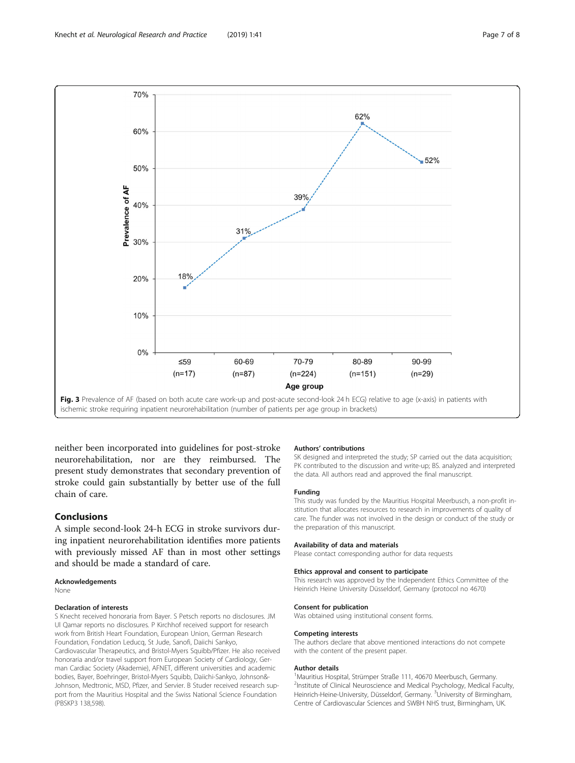Fig. 3 Prevalence of AF (based on both acute care work-up and post-acute second-look 24 h ECG) relative to age (x-axis) in patients with ischemic stroke requiring inpatient neurorehabilitation (number of patients per age group in brackets)

neither been incorporated into guidelines for post-stroke neurorehabilitation, nor are they reimbursed. The present study demonstrates that secondary prevention of stroke could gain substantially by better use of the full chain of care.

## Conclusions

A simple second-look 24-h ECG in stroke survivors during inpatient neurorehabilitation identifies more patients with previously missed AF than in most other settings and should be made a standard of care.

### Acknowledgements

None

### Declaration of interests

S Knecht received honoraria from Bayer. S Petsch reports no disclosures. JM Ul Qamar reports no disclosures. P Kirchhof received support for research work from British Heart Foundation, European Union, German Research Foundation, Fondation Leducq, St Jude, Sanofi, Daiichi Sankyo, Cardiovascular Therapeutics, and Bristol-Myers Squibb/Pfizer. He also received honoraria and/or travel support from European Society of Cardiology, German Cardiac Society (Akademie), AFNET, different universities and academic bodies, Bayer, Boehringer, Bristol-Myers Squibb, Daiichi-Sankyo, Johnson&-Johnson, Medtronic, MSD, Pfizer, and Servier. B Studer received research support from the Mauritius Hospital and the Swiss National Science Foundation (PBSKP3 138,598).

### Authors' contributions

SK designed and interpreted the study; SP carried out the data acquisition; PK contributed to the discussion and write-up; BS. analyzed and interpreted the data. All authors read and approved the final manuscript.

### Funding

This study was funded by the Mauritius Hospital Meerbusch, a non-profit institution that allocates resources to research in improvements of quality of care. The funder was not involved in the design or conduct of the study or the preparation of this manuscript.

### Availability of data and materials

Please contact corresponding author for data requests

### Ethics approval and consent to participate

This research was approved by the Independent Ethics Committee of the Heinrich Heine University Düsseldorf, Germany (protocol no 4670)

### Consent for publication

Was obtained using institutional consent forms.

### Competing interests

The authors declare that above mentioned interactions do not compete with the content of the present paper.

### Author details

[1]Mauritius Hospital, Strümper Straße 111, 40670 Meerbusch, Germany. [2]Institute of Clinical Neuroscience and Medical Psychology, Medical Faculty, Heinrich-Heine-University, Düsseldorf, Germany. [3]University of Birmingham, Centre of Cardiovascular Sciences and SWBH NHS trust, Birmingham, UK.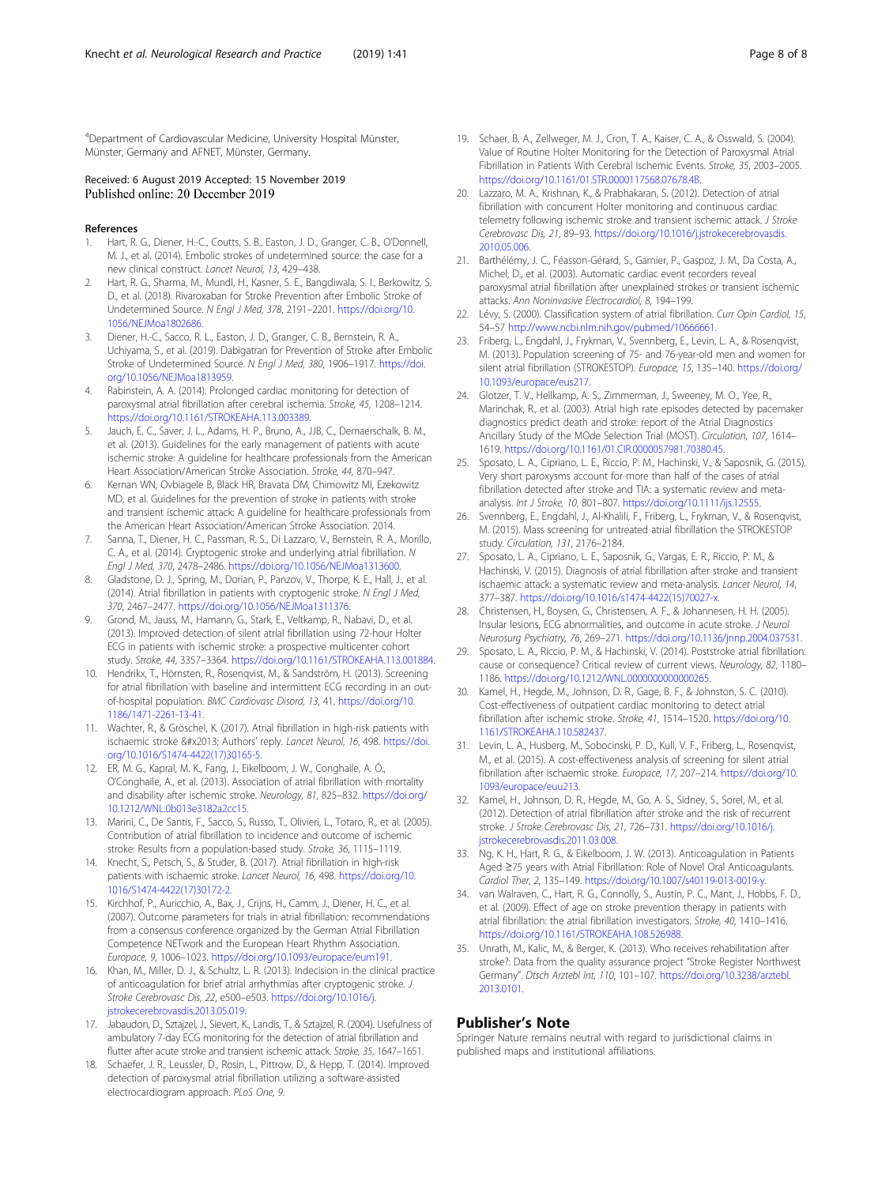[4]Department of Cardiovascular Medicine, University Hospital Münster, Münster, Germany and AFNET, Münster, Germany.

Received: 6 August 2019 Accepted: 15 November 2019
Published online: 20 December 2019

## References

1. Hart, R. G., Diener, H.-C., Coutts, S. B., Easton, J. D., Granger, C. B., O'Donnell, M. J., et al. (2014). Embolic strokes of undetermined source: the case for a new clinical construct. *Lancet Neurol, 13*, 429–438.
2. Hart, R. G., Sharma, M., Mundl, H., Kasner, S. E., Bangdiwala, S. I., Berkowitz, S. D., et al. (2018). Rivaroxaban for Stroke Prevention after Embolic Stroke of Undetermined Source. *N Engl J Med, 378*, 2191–2201. https://doi.org/10.1056/NEJMoa1802686.
3. Diener, H.-C., Sacco, R. L., Easton, J. D., Granger, C. B., Bernstein, R. A., Uchiyama, S., et al. (2019). Dabigatran for Prevention of Stroke after Embolic Stroke of Undetermined Source. *N Engl J Med, 380*, 1906–1917. https://doi.org/10.1056/NEJMoa1813959.
4. Rabinstein, A. A. (2014). Prolonged cardiac monitoring for detection of paroxysmal atrial fibrillation after cerebral ischemia. *Stroke, 45*, 1208–1214. https://doi.org/10.1161/STROKEAHA.113.003389.
5. Jauch, E. C., Saver, J. L., Adams, H. P., Bruno, A., JJB, C., Demaerschalk, B. M., et al. (2013). Guidelines for the early management of patients with acute ischemic stroke: A guideline for healthcare professionals from the American Heart Association/American Stroke Association. *Stroke, 44*, 870–947.
6. Kernan WN, Ovbiagele B, Black HR, Bravata DM, Chimowitz MI, Ezekowitz MD, et al. Guidelines for the prevention of stroke in patients with stroke and transient ischemic attack: A guideline for healthcare professionals from the American Heart Association/American Stroke Association. 2014.
7. Sanna, T., Diener, H. C., Passman, R. S., Di Lazzaro, V., Bernstein, R. A., Morillo, C. A., et al. (2014). Cryptogenic stroke and underlying atrial fibrillation. *N Engl J Med, 370*, 2478–2486. https://doi.org/10.1056/NEJMoa1313600.
8. Gladstone, D. J., Spring, M., Dorian, P., Panzov, V., Thorpe, K. E., Hall, J., et al. (2014). Atrial fibrillation in patients with cryptogenic stroke. *N Engl J Med, 370*, 2467–2477. https://doi.org/10.1056/NEJMoa1311376.
9. Grond, M., Jauss, M., Hamann, G., Stark, E., Veltkamp, R., Nabavi, D., et al. (2013). Improved detection of silent atrial fibrillation using 72-hour Holter ECG in patients with ischemic stroke: a prospective multicenter cohort study. *Stroke, 44*, 3357–3364. https://doi.org/10.1161/STROKEAHA.113.001884.
10. Hendrikx, T., Hörnsten, R., Rosenqvist, M., & Sandström, H. (2013). Screening for atrial fibrillation with baseline and intermittent ECG recording in an out-of-hospital population. *BMC Cardiovasc Disord, 13*, 41. https://doi.org/10.1186/1471-2261-13-41.
11. Wachter, R., & Gröschel, K. (2017). Atrial fibrillation in high-risk patients with ischaemic stroke &#x2013; Authors' reply. *Lancet Neurol, 16*, 498. https://doi.org/10.1016/S1474-4422(17)30165-5.
12. ER, M. G., Kapral, M. K., Fang, J., Eikelboom, J. W., Conghaile, A. Ó., O'Conghaile, A., et al. (2013). Association of atrial fibrillation with mortality and disability after ischemic stroke. *Neurology, 81*, 825–832. https://doi.org/10.1212/WNL.0b013e3182a2cc15.
13. Marini, C., De Santis, F., Sacco, S., Russo, T., Olivieri, L., Totaro, R., et al. (2005). Contribution of atrial fibrillation to incidence and outcome of ischemic stroke: Results from a population-based study. *Stroke, 36*, 1115–1119.
14. Knecht, S., Petsch, S., & Studer, B. (2017). Atrial fibrillation in high-risk patients with ischaemic stroke. *Lancet Neurol, 16*, 498. https://doi.org/10.1016/S1474-4422(17)30172-2.
15. Kirchhof, P., Auricchio, A., Bax, J., Crijns, H., Camm, J., Diener, H. C., et al. (2007). Outcome parameters for trials in atrial fibrillation: recommendations from a consensus conference organized by the German Atrial Fibrillation Competence NETwork and the European Heart Rhythm Association. *Europace, 9*, 1006–1023. https://doi.org/10.1093/europace/eum191.
16. Khan, M., Miller, D. J., & Schultz, L. R. (2013). Indecision in the clinical practice of anticoagulation for brief atrial arrhythmias after cryptogenic stroke. *J Stroke Cerebrovasc Dis, 22*, e500–e503. https://doi.org/10.1016/j.jstrokecerebrovasdis.2013.05.019.
17. Jabaudon, D., Sztajzel, J., Sievert, K., Landis, T., & Sztajzel, R. (2004). Usefulness of ambulatory 7-day ECG monitoring for the detection of atrial fibrillation and flutter after acute stroke and transient ischemic attack. *Stroke, 35*, 1647–1651.
18. Schaefer, J. R., Leussler, D., Rosin, L., Pittrow, D., & Hepp, T. (2014). Improved detection of paroxysmal atrial fibrillation utilizing a software-assisted electrocardiogram approach. *PLoS One, 9*.
19. Schaer, B. A., Zellweger, M. J., Cron, T. A., Kaiser, C. A., & Osswald, S. (2004). Value of Routine Holter Monitoring for the Detection of Paroxysmal Atrial Fibrillation in Patients With Cerebral Ischemic Events. *Stroke, 35*, 2003–2005. https://doi.org/10.1161/01.STR.0000117568.07678.4B.
20. Lazzaro, M. A., Krishnan, K., & Prabhakaran, S. (2012). Detection of atrial fibrillation with concurrent Holter monitoring and continuous cardiac telemetry following ischemic stroke and transient ischemic attack. *J Stroke Cerebrovasc Dis, 21*, 89–93. https://doi.org/10.1016/j.jstrokecerebrovasdis.2010.05.006.
21. Barthélémy, J. C., Féasson-Gérard, S., Garnier, P., Gaspoz, J. M., Da Costa, A., Michel, D., et al. (2003). Automatic cardiac event recorders reveal paroxysmal atrial fibrillation after unexplained strokes or transient ischemic attacks. *Ann Noninvasive Electrocardiol, 8*, 194–199.
22. Lévy, S. (2000). Classification system of atrial fibrillation. *Curr Opin Cardiol, 15*, 54–57 http://www.ncbi.nlm.nih.gov/pubmed/10666661.
23. Friberg, L., Engdahl, J., Frykman, V., Svennberg, E., Levin, L. A., & Rosenqvist, M. (2013). Population screening of 75- and 76-year-old men and women for silent atrial fibrillation (STROKESTOP). *Europace, 15*, 135–140. https://doi.org/10.1093/europace/eus217.
24. Glotzer, T. V., Hellkamp, A. S., Zimmerman, J., Sweeney, M. O., Yee, R., Marinchak, R., et al. (2003). Atrial high rate episodes detected by pacemaker diagnostics predict death and stroke: report of the Atrial Diagnostics Ancillary Study of the MOde Selection Trial (MOST). *Circulation, 107*, 1614–1619. https://doi.org/10.1161/01.CIR.0000057981.70380.45.
25. Sposato, L. A., Cipriano, L. E., Riccio, P. M., Hachinski, V., & Saposnik, G. (2015). Very short paroxysms account for more than half of the cases of atrial fibrillation detected after stroke and TIA: a systematic review and meta-analysis. *Int J Stroke, 10*, 801–807. https://doi.org/10.1111/ijs.12555.
26. Svennberg, E., Engdahl, J., Al-Khalili, F., Friberg, L., Frykman, V., & Rosenqvist, M. (2015). Mass screening for untreated atrial fibrillation the STROKESTOP study. *Circulation, 131*, 2176–2184.
27. Sposato, L. A., Cipriano, L. E., Saposnik, G., Vargas, E. R., Riccio, P. M., & Hachinski, V. (2015). Diagnosis of atrial fibrillation after stroke and transient ischaemic attack: a systematic review and meta-analysis. *Lancet Neurol, 14*, 377–387. https://doi.org/10.1016/s1474-4422(15)70027-x.
28. Christensen, H., Boysen, G., Christensen, A. F., & Johannesen, H. H. (2005). Insular lesions, ECG abnormalities, and outcome in acute stroke. *J Neurol Neurosurg Psychiatry, 76*, 269–271. https://doi.org/10.1136/jnnp.2004.037531.
29. Sposato, L. A., Riccio, P. M., & Hachinski, V. (2014). Poststroke atrial fibrillation: cause or consequence? Critical review of current views. *Neurology, 82*, 1180–1186. https://doi.org/10.1212/WNL.0000000000000265.
30. Kamel, H., Hegde, M., Johnson, D. R., Gage, B. F., & Johnston, S. C. (2010). Cost-effectiveness of outpatient cardiac monitoring to detect atrial fibrillation after ischemic stroke. *Stroke, 41*, 1514–1520. https://doi.org/10.1161/STROKEAHA.110.582437.
31. Levin, L. A., Husberg, M., Sobocinski, P. D., Kull, V. F., Friberg, L., Rosenqvist, M., et al. (2015). A cost-effectiveness analysis of screening for silent atrial fibrillation after ischaemic stroke. *Europace, 17*, 207–214. https://doi.org/10.1093/europace/euu213.
32. Kamel, H., Johnson, D. R., Hegde, M., Go, A. S., Sidney, S., Sorel, M., et al. (2012). Detection of atrial fibrillation after stroke and the risk of recurrent stroke. *J Stroke Cerebrovasc Dis, 21*, 726–731. https://doi.org/10.1016/j.jstrokecerebrovasdis.2011.03.008.
33. Ng, K. H., Hart, R. G., & Eikelboom, J. W. (2013). Anticoagulation in Patients Aged ≥75 years with Atrial Fibrillation: Role of Novel Oral Anticoagulants. *Cardiol Ther, 2*, 135–149. https://doi.org/10.1007/s40119-013-0019-y.
34. van Walraven, C., Hart, R. G., Connolly, S., Austin, P. C., Mant, J., Hobbs, F. D., et al. (2009). Effect of age on stroke prevention therapy in patients with atrial fibrillation: the atrial fibrillation investigators. *Stroke, 40*, 1410–1416. https://doi.org/10.1161/STROKEAHA.108.526988.
35. Unrath, M., Kalic, M., & Berger, K. (2013). Who receives rehabilitation after stroke?: Data from the quality assurance project "Stroke Register Northwest Germany". *Dtsch Arztebl Int, 110*, 101–107. https://doi.org/10.3238/arztebl.2013.0101.

## Publisher's Note

Springer Nature remains neutral with regard to jurisdictional claims in published maps and institutional affiliations.